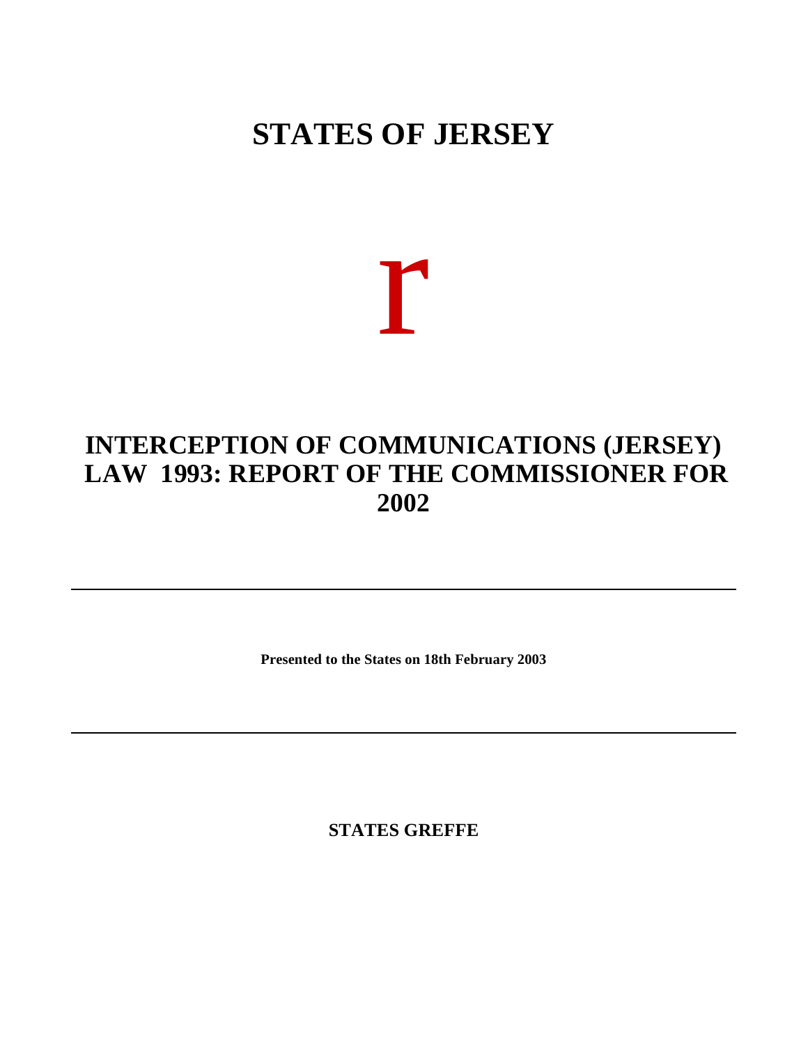# STATES OF JERSEY

r

## INTERCEPTION OF COMMUNICATIONS (JERSEY) LAW 1993: REPORT OF THE COMMISSIONER FOR 2002

---

**Presented to the States on 18th February 2003**

---

**STATES GREFFE**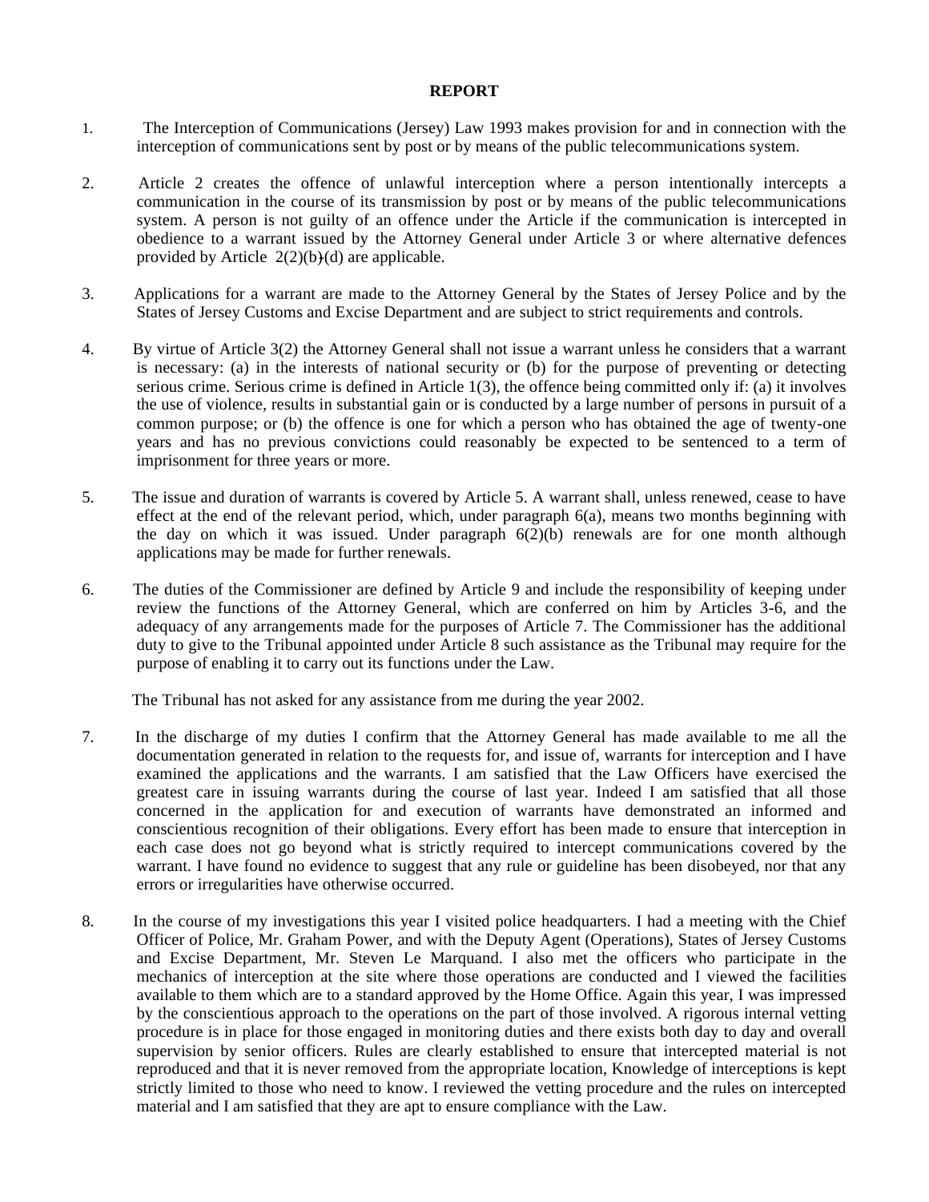**REPORT**

1. The Interception of Communications (Jersey) Law 1993 makes provision for and in connection with the interception of communications sent by post or by means of the public telecommunications system.

2. Article 2 creates the offence of unlawful interception where a person intentionally intercepts a communication in the course of its transmission by post or by means of the public telecommunications system. A person is not guilty of an offence under the Article if the communication is intercepted in obedience to a warrant issued by the Attorney General under Article 3 or where alternative defences provided by Article 2(2)(b)-(d) are applicable.

3. Applications for a warrant are made to the Attorney General by the States of Jersey Police and by the States of Jersey Customs and Excise Department and are subject to strict requirements and controls.

4. By virtue of Article 3(2) the Attorney General shall not issue a warrant unless he considers that a warrant is necessary: (a) in the interests of national security or (b) for the purpose of preventing or detecting serious crime. Serious crime is defined in Article 1(3), the offence being committed only if: (a) it involves the use of violence, results in substantial gain or is conducted by a large number of persons in pursuit of a common purpose; or (b) the offence is one for which a person who has obtained the age of twenty-one years and has no previous convictions could reasonably be expected to be sentenced to a term of imprisonment for three years or more.

5. The issue and duration of warrants is covered by Article 5. A warrant shall, unless renewed, cease to have effect at the end of the relevant period, which, under paragraph 6(a), means two months beginning with the day on which it was issued. Under paragraph 6(2)(b) renewals are for one month although applications may be made for further renewals.

6. The duties of the Commissioner are defined by Article 9 and include the responsibility of keeping under review the functions of the Attorney General, which are conferred on him by Articles 3-6, and the adequacy of any arrangements made for the purposes of Article 7. The Commissioner has the additional duty to give to the Tribunal appointed under Article 8 such assistance as the Tribunal may require for the purpose of enabling it to carry out its functions under the Law.

   The Tribunal has not asked for any assistance from me during the year 2002.

7. In the discharge of my duties I confirm that the Attorney General has made available to me all the documentation generated in relation to the requests for, and issue of, warrants for interception and I have examined the applications and the warrants. I am satisfied that the Law Officers have exercised the greatest care in issuing warrants during the course of last year. Indeed I am satisfied that all those concerned in the application for and execution of warrants have demonstrated an informed and conscientious recognition of their obligations. Every effort has been made to ensure that interception in each case does not go beyond what is strictly required to intercept communications covered by the warrant. I have found no evidence to suggest that any rule or guideline has been disobeyed, nor that any errors or irregularities have otherwise occurred.

8. In the course of my investigations this year I visited police headquarters. I had a meeting with the Chief Officer of Police, Mr. Graham Power, and with the Deputy Agent (Operations), States of Jersey Customs and Excise Department, Mr. Steven Le Marquand. I also met the officers who participate in the mechanics of interception at the site where those operations are conducted and I viewed the facilities available to them which are to a standard approved by the Home Office. Again this year, I was impressed by the conscientious approach to the operations on the part of those involved. A rigorous internal vetting procedure is in place for those engaged in monitoring duties and there exists both day to day and overall supervision by senior officers. Rules are clearly established to ensure that intercepted material is not reproduced and that it is never removed from the appropriate location, Knowledge of interceptions is kept strictly limited to those who need to know. I reviewed the vetting procedure and the rules on intercepted material and I am satisfied that they are apt to ensure compliance with the Law.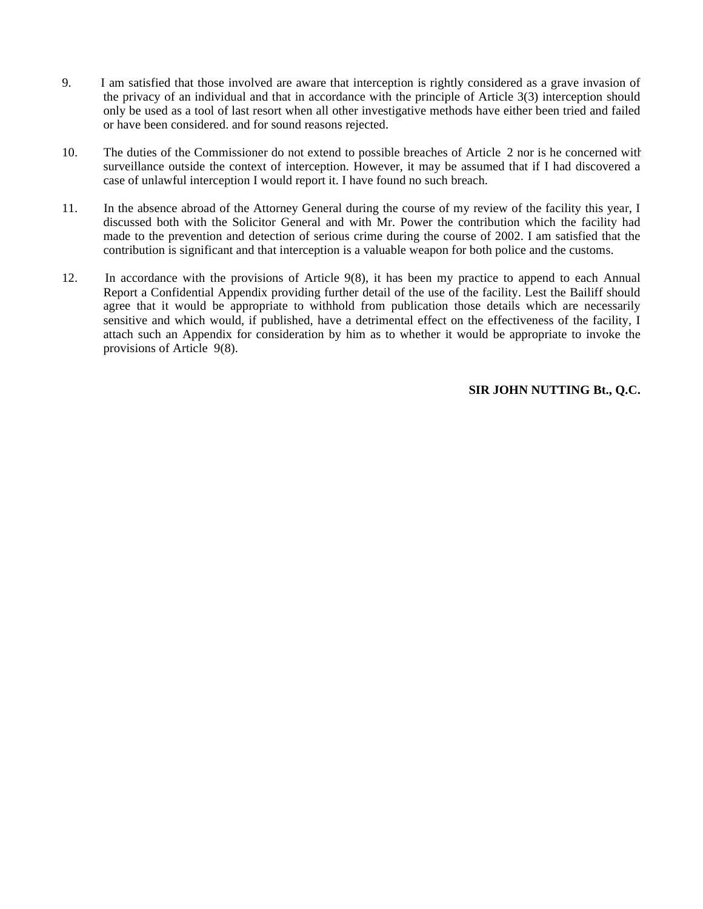9. I am satisfied that those involved are aware that interception is rightly considered as a grave invasion of the privacy of an individual and that in accordance with the principle of Article 3(3) interception should only be used as a tool of last resort when all other investigative methods have either been tried and failed or have been considered. and for sound reasons rejected.

10. The duties of the Commissioner do not extend to possible breaches of Article 2 nor is he concerned with surveillance outside the context of interception. However, it may be assumed that if I had discovered a case of unlawful interception I would report it. I have found no such breach.

11. In the absence abroad of the Attorney General during the course of my review of the facility this year, I discussed both with the Solicitor General and with Mr. Power the contribution which the facility had made to the prevention and detection of serious crime during the course of 2002. I am satisfied that the contribution is significant and that interception is a valuable weapon for both police and the customs.

12. In accordance with the provisions of Article 9(8), it has been my practice to append to each Annual Report a Confidential Appendix providing further detail of the use of the facility. Lest the Bailiff should agree that it would be appropriate to withhold from publication those details which are necessarily sensitive and which would, if published, have a detrimental effect on the effectiveness of the facility, I attach such an Appendix for consideration by him as to whether it would be appropriate to invoke the provisions of Article 9(8).

**SIR JOHN NUTTING Bt., Q.C.**